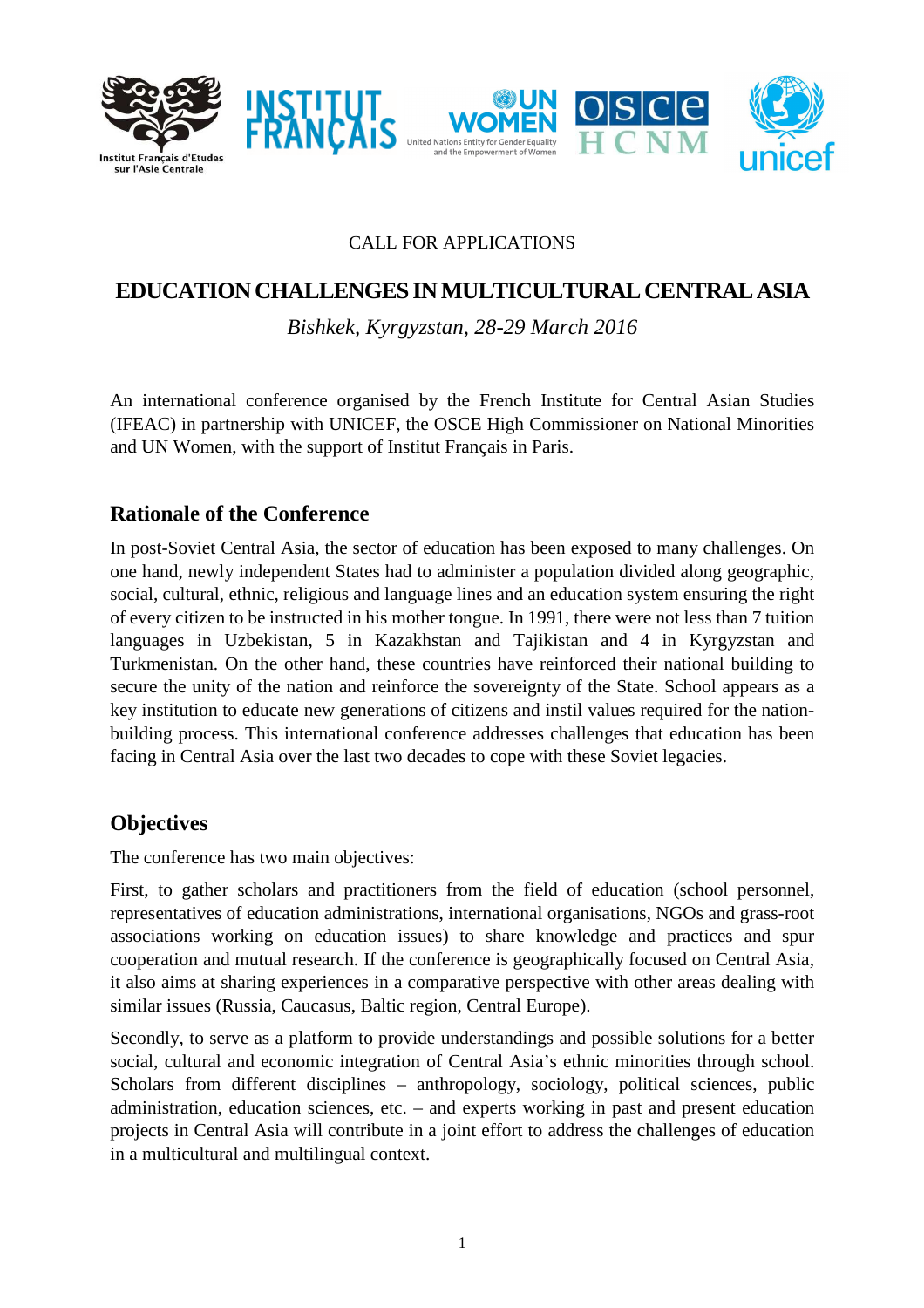CALL FOR APPLICATIONS

# EDUCATION CHALLENGES IN MULTICULTURAL CENTRAL ASIA

*Bishkek, Kyrgyzstan, 28-29 March 2016*

An international conference organised by the French Institute for Central Asian Studies (IFEAC) in partnership with UNICEF, the OSCE High Commissioner on National Minorities and UN Women, with the support of Institut Français in Paris.

## Rationale of the Conference

In post-Soviet Central Asia, the sector of education has been exposed to many challenges. On one hand, newly independent States had to administer a population divided along geographic, social, cultural, ethnic, religious and language lines and an education system ensuring the right of every citizen to be instructed in his mother tongue. In 1991, there were not less than 7 tuition languages in Uzbekistan, 5 in Kazakhstan and Tajikistan and 4 in Kyrgyzstan and Turkmenistan. On the other hand, these countries have reinforced their national building to secure the unity of the nation and reinforce the sovereignty of the State. School appears as a key institution to educate new generations of citizens and instil values required for the nation-building process. This international conference addresses challenges that education has been facing in Central Asia over the last two decades to cope with these Soviet legacies.

## Objectives

The conference has two main objectives:

First, to gather scholars and practitioners from the field of education (school personnel, representatives of education administrations, international organisations, NGOs and grass-root associations working on education issues) to share knowledge and practices and spur cooperation and mutual research. If the conference is geographically focused on Central Asia, it also aims at sharing experiences in a comparative perspective with other areas dealing with similar issues (Russia, Caucasus, Baltic region, Central Europe).

Secondly, to serve as a platform to provide understandings and possible solutions for a better social, cultural and economic integration of Central Asia's ethnic minorities through school. Scholars from different disciplines – anthropology, sociology, political sciences, public administration, education sciences, etc. – and experts working in past and present education projects in Central Asia will contribute in a joint effort to address the challenges of education in a multicultural and multilingual context.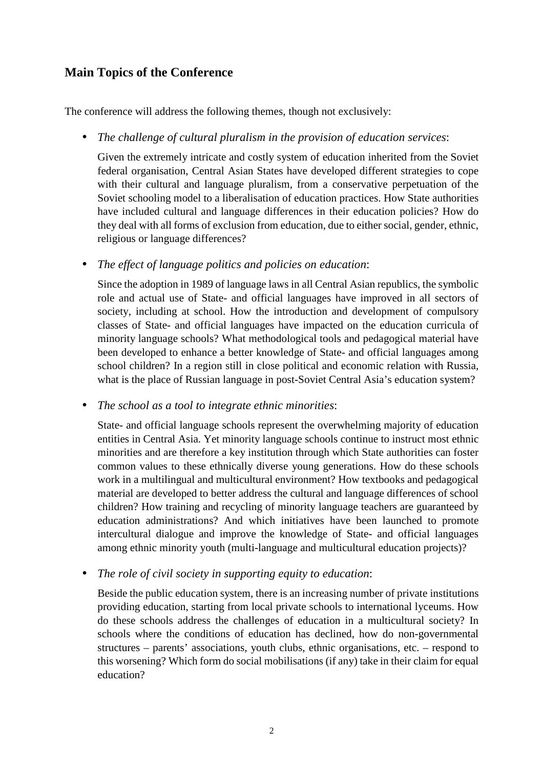## Main Topics of the Conference

The conference will address the following themes, though not exclusively:

- *The challenge of cultural pluralism in the provision of education services*:

  Given the extremely intricate and costly system of education inherited from the Soviet federal organisation, Central Asian States have developed different strategies to cope with their cultural and language pluralism, from a conservative perpetuation of the Soviet schooling model to a liberalisation of education practices. How State authorities have included cultural and language differences in their education policies? How do they deal with all forms of exclusion from education, due to either social, gender, ethnic, religious or language differences?

- *The effect of language politics and policies on education*:

  Since the adoption in 1989 of language laws in all Central Asian republics, the symbolic role and actual use of State- and official languages have improved in all sectors of society, including at school. How the introduction and development of compulsory classes of State- and official languages have impacted on the education curricula of minority language schools? What methodological tools and pedagogical material have been developed to enhance a better knowledge of State- and official languages among school children? In a region still in close political and economic relation with Russia, what is the place of Russian language in post-Soviet Central Asia's education system?

- *The school as a tool to integrate ethnic minorities*:

  State- and official language schools represent the overwhelming majority of education entities in Central Asia. Yet minority language schools continue to instruct most ethnic minorities and are therefore a key institution through which State authorities can foster common values to these ethnically diverse young generations. How do these schools work in a multilingual and multicultural environment? How textbooks and pedagogical material are developed to better address the cultural and language differences of school children? How training and recycling of minority language teachers are guaranteed by education administrations? And which initiatives have been launched to promote intercultural dialogue and improve the knowledge of State- and official languages among ethnic minority youth (multi-language and multicultural education projects)?

- *The role of civil society in supporting equity to education*:

  Beside the public education system, there is an increasing number of private institutions providing education, starting from local private schools to international lyceums. How do these schools address the challenges of education in a multicultural society? In schools where the conditions of education has declined, how do non-governmental structures – parents' associations, youth clubs, ethnic organisations, etc. – respond to this worsening? Which form do social mobilisations (if any) take in their claim for equal education?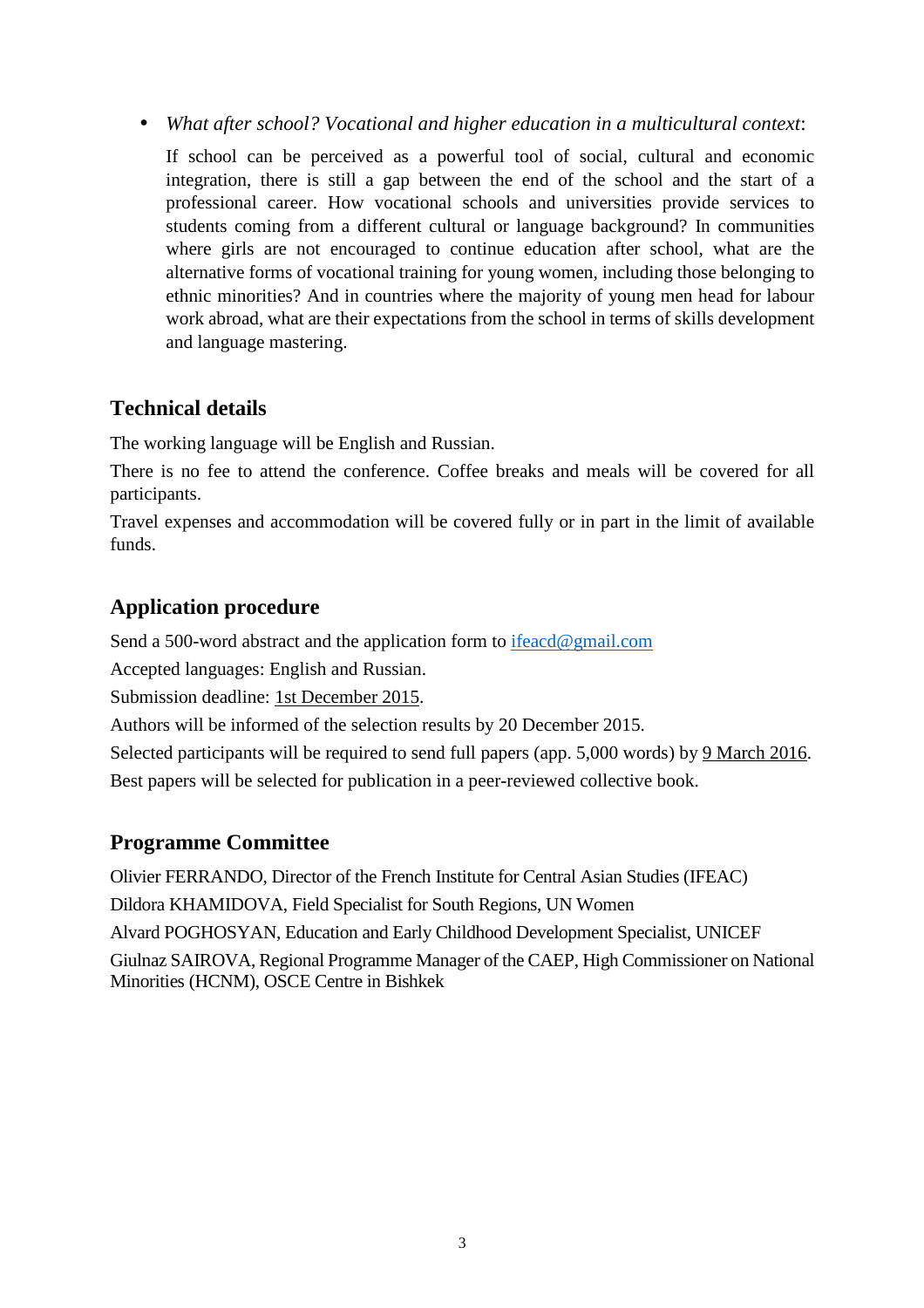- *What after school? Vocational and higher education in a multicultural context*:

  If school can be perceived as a powerful tool of social, cultural and economic integration, there is still a gap between the end of the school and the start of a professional career. How vocational schools and universities provide services to students coming from a different cultural or language background? In communities where girls are not encouraged to continue education after school, what are the alternative forms of vocational training for young women, including those belonging to ethnic minorities? And in countries where the majority of young men head for labour work abroad, what are their expectations from the school in terms of skills development and language mastering.

## Technical details

The working language will be English and Russian.

There is no fee to attend the conference. Coffee breaks and meals will be covered for all participants.

Travel expenses and accommodation will be covered fully or in part in the limit of available funds.

## Application procedure

Send a 500-word abstract and the application form to ifeacd@gmail.com

Accepted languages: English and Russian.

Submission deadline: 1st December 2015.

Authors will be informed of the selection results by 20 December 2015.

Selected participants will be required to send full papers (app. 5,000 words) by 9 March 2016.

Best papers will be selected for publication in a peer-reviewed collective book.

## Programme Committee

Olivier FERRANDO, Director of the French Institute for Central Asian Studies (IFEAC)

Dildora KHAMIDOVA, Field Specialist for South Regions, UN Women

Alvard POGHOSYAN, Education and Early Childhood Development Specialist, UNICEF

Giulnaz SAIROVA, Regional Programme Manager of the CAEP, High Commissioner on National Minorities (HCNM), OSCE Centre in Bishkek